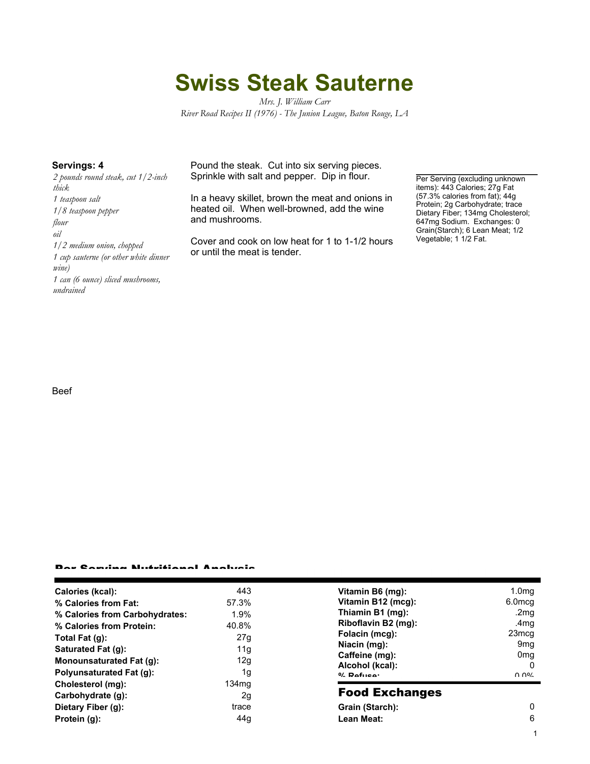# Swiss Steak Sauterne

*Mrs. J. William Carr*
*River Road Recipes II (1976) - The Junion League, Baton Rouge, LA*

**Servings: 4**

*2 pounds round steak, cut 1/2-inch thick*
*1 teaspoon salt*
*1/8 teaspoon pepper*
*flour*
*oil*
*1/2 medium onion, chopped*
*1 cup sauterne (or other white dinner wine)*
*1 can (6 ounce) sliced mushrooms, undrained*

Pound the steak. Cut into six serving pieces. Sprinkle with salt and pepper. Dip in flour.

In a heavy skillet, brown the meat and onions in heated oil. When well-browned, add the wine and mushrooms.

Cover and cook on low heat for 1 to 1-1/2 hours or until the meat is tender.

Per Serving (excluding unknown items): 443 Calories; 27g Fat (57.3% calories from fat); 44g Protein; 2g Carbohydrate; trace Dietary Fiber; 134mg Cholesterol; 647mg Sodium. Exchanges: 0 Grain(Starch); 6 Lean Meat; 1/2 Vegetable; 1 1/2 Fat.

Beef

## Per Serving Nutritional Analysis

| | |
|---|---|
| **Calories (kcal):** | 443 |
| **% Calories from Fat:** | 57.3% |
| **% Calories from Carbohydrates:** | 1.9% |
| **% Calories from Protein:** | 40.8% |
| **Total Fat (g):** | 27g |
| **Saturated Fat (g):** | 11g |
| **Monounsaturated Fat (g):** | 12g |
| **Polyunsaturated Fat (g):** | 1g |
| **Cholesterol (mg):** | 134mg |
| **Carbohydrate (g):** | 2g |
| **Dietary Fiber (g):** | trace |
| **Protein (g):** | 44g |
| **Vitamin B6 (mg):** | 1.0mg |
| **Vitamin B12 (mcg):** | 6.0mcg |
| **Thiamin B1 (mg):** | .2mg |
| **Riboflavin B2 (mg):** | .4mg |
| **Folacin (mcg):** | 23mcg |
| **Niacin (mg):** | 9mg |
| **Caffeine (mg):** | 0mg |
| **Alcohol (kcal):** | 0 |
| **% Refuse:** | 0.0% |

## Food Exchanges

| | |
|---|---|
| **Grain (Starch):** | 0 |
| **Lean Meat:** | 6 |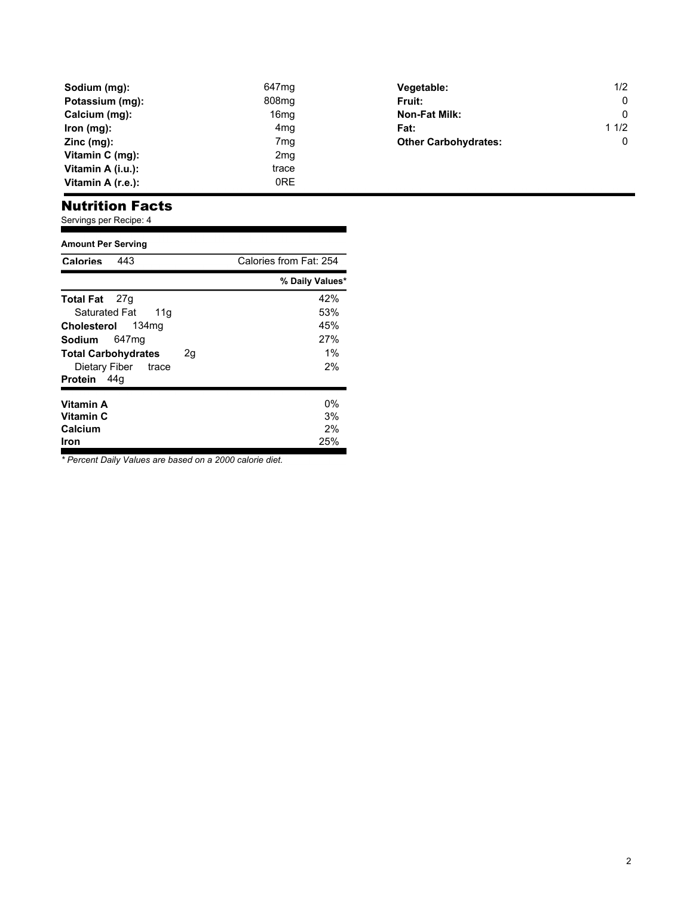| | |
|---|---|
| **Sodium (mg):** | 647mg |
| **Potassium (mg):** | 808mg |
| **Calcium (mg):** | 16mg |
| **Iron (mg):** | 4mg |
| **Zinc (mg):** | 7mg |
| **Vitamin C (mg):** | 2mg |
| **Vitamin A (i.u.):** | trace |
| **Vitamin A (r.e.):** | 0RE |

| | |
|---|---|
| **Vegetable:** | 1/2 |
| **Fruit:** | 0 |
| **Non-Fat Milk:** | 0 |
| **Fat:** | 1 1/2 |
| **Other Carbohydrates:** | 0 |

## Nutrition Facts

Servings per Recipe: 4

**Amount Per Serving**

| | |
|---|---|
| **Calories** 443 | Calories from Fat: 254 |
| | **% Daily Values*** |
| **Total Fat** 27g | 42% |
| Saturated Fat 11g | 53% |
| **Cholesterol** 134mg | 45% |
| **Sodium** 647mg | 27% |
| **Total Carbohydrates** 2g | 1% |
| Dietary Fiber trace | 2% |
| **Protein** 44g | |
| **Vitamin A** | 0% |
| **Vitamin C** | 3% |
| **Calcium** | 2% |
| **Iron** | 25% |

*\* Percent Daily Values are based on a 2000 calorie diet.*